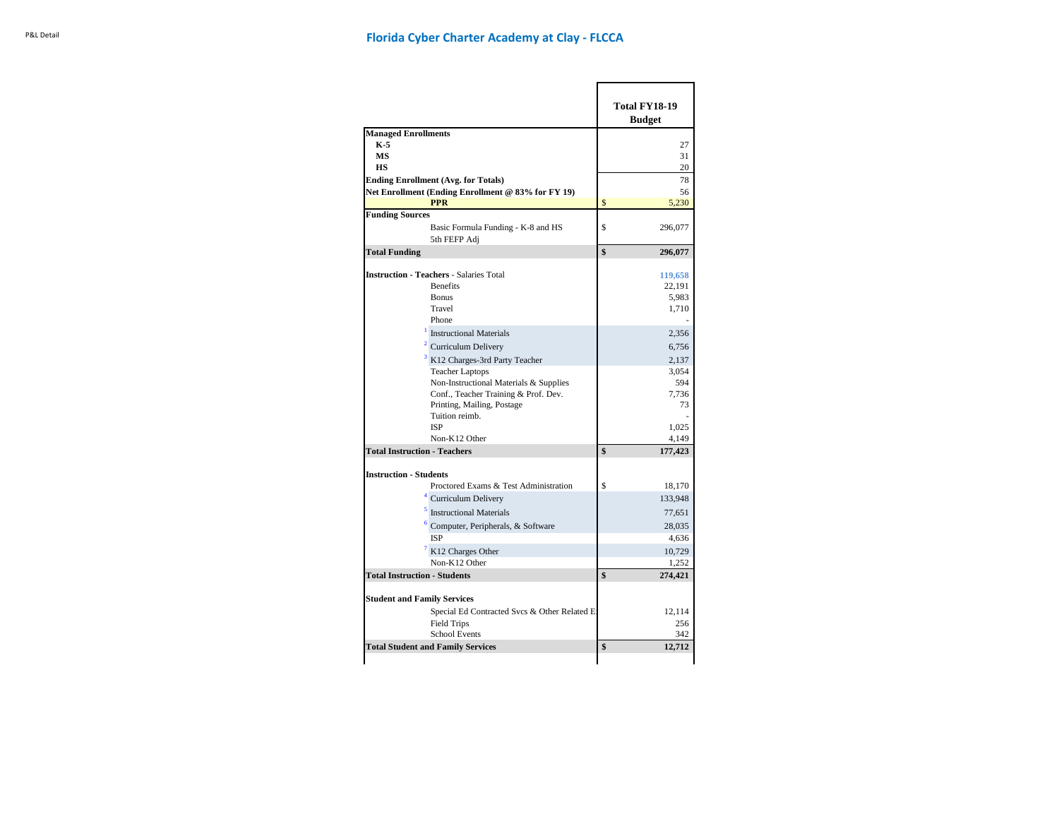# Florida Cyber Charter Academy at Clay - FLCCA

| | Total FY18-19 Budget |
|---|---|
| **Managed Enrollments** | |
| **K-5** | 27 |
| **MS** | 31 |
| **HS** | 20 |
| **Ending Enrollment (Avg. for Totals)** | 78 |
| **Net Enrollment (Ending Enrollment @ 83% for FY 19)** | 56 |
| **PPR** | $ 5,230 |
| **Funding Sources** | |
| Basic Formula Funding - K-8 and HS | $ 296,077 |
| 5th FEFP Adj | |
| **Total Funding** | **$ 296,077** |
| | |
| **Instruction - Teachers** - Salaries Total | 119,658 |
| Benefits | 22,191 |
| Bonus | 5,983 |
| Travel | 1,710 |
| Phone | - |
| [1] Instructional Materials | 2,356 |
| [2] Curriculum Delivery | 6,756 |
| [3] K12 Charges-3rd Party Teacher | 2,137 |
| Teacher Laptops | 3,054 |
| Non-Instructional Materials & Supplies | 594 |
| Conf., Teacher Training & Prof. Dev. | 7,736 |
| Printing, Mailing, Postage | 73 |
| Tuition reimb. | - |
| ISP | 1,025 |
| Non-K12 Other | 4,149 |
| **Total Instruction - Teachers** | **$ 177,423** |
| | |
| **Instruction - Students** | |
| Proctored Exams & Test Administration | $ 18,170 |
| [4] Curriculum Delivery | 133,948 |
| [5] Instructional Materials | 77,651 |
| [6] Computer, Peripherals, & Software | 28,035 |
| ISP | 4,636 |
| [7] K12 Charges Other | 10,729 |
| Non-K12 Other | 1,252 |
| **Total Instruction - Students** | **$ 274,421** |
| | |
| **Student and Family Services** | |
| Special Ed Contracted Svcs & Other Related E | 12,114 |
| Field Trips | 256 |
| School Events | 342 |
| **Total Student and Family Services** | **$ 12,712** |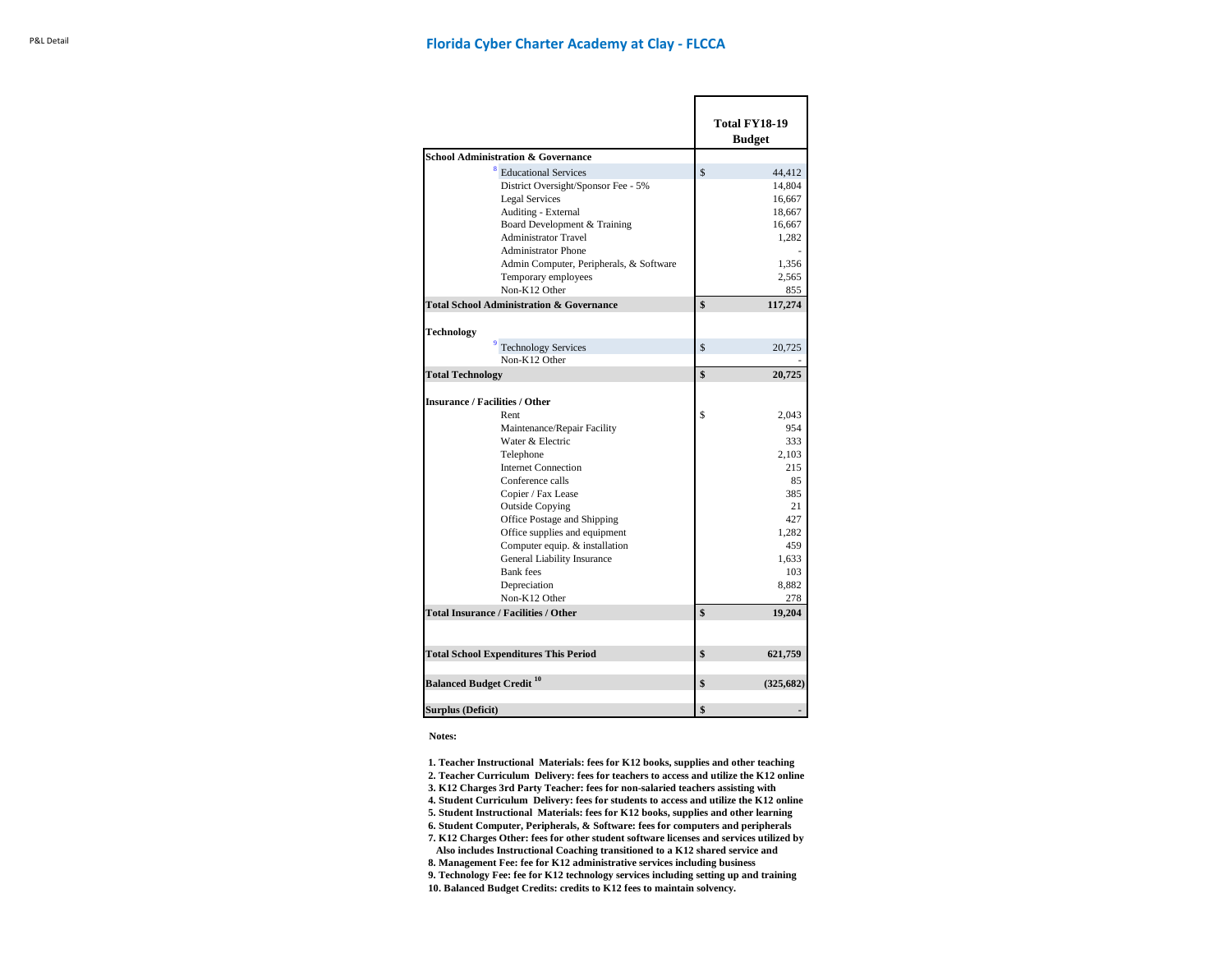P&L Detail

# Florida Cyber Charter Academy at Clay - FLCCA

| | Total FY18-19 Budget |
|---|---|
| **School Administration & Governance** | |
| Educational Services [8] | $ 44,412 |
| District Oversight/Sponsor Fee - 5% | 14,804 |
| Legal Services | 16,667 |
| Auditing - External | 18,667 |
| Board Development & Training | 16,667 |
| Administrator Travel | 1,282 |
| Administrator Phone | - |
| Admin Computer, Peripherals, & Software | 1,356 |
| Temporary employees | 2,565 |
| Non-K12 Other | 855 |
| **Total School Administration & Governance** | **$ 117,274** |
| **Technology** | |
| Technology Services [9] | $ 20,725 |
| Non-K12 Other | - |
| **Total Technology** | **$ 20,725** |
| **Insurance / Facilities / Other** | |
| Rent | $ 2,043 |
| Maintenance/Repair Facility | 954 |
| Water & Electric | 333 |
| Telephone | 2,103 |
| Internet Connection | 215 |
| Conference calls | 85 |
| Copier / Fax Lease | 385 |
| Outside Copying | 21 |
| Office Postage and Shipping | 427 |
| Office supplies and equipment | 1,282 |
| Computer equip. & installation | 459 |
| General Liability Insurance | 1,633 |
| Bank fees | 103 |
| Depreciation | 8,882 |
| Non-K12 Other | 278 |
| **Total Insurance / Facilities / Other** | **$ 19,204** |
| **Total School Expenditures This Period** | **$ 621,759** |
| **Balanced Budget Credit [10]** | **$ (325,682)** |
| **Surplus (Deficit)** | **$ -** |

**Notes:**

**1. Teacher Instructional Materials: fees for K12 books, supplies and other teaching**
**2. Teacher Curriculum Delivery: fees for teachers to access and utilize the K12 online**
**3. K12 Charges 3rd Party Teacher: fees for non-salaried teachers assisting with**
**4. Student Curriculum Delivery: fees for students to access and utilize the K12 online**
**5. Student Instructional Materials: fees for K12 books, supplies and other learning**
**6. Student Computer, Peripherals, & Software: fees for computers and peripherals**
**7. K12 Charges Other: fees for other student software licenses and services utilized by**
**Also includes Instructional Coaching transitioned to a K12 shared service and**
**8. Management Fee: fee for K12 administrative services including business**
**9. Technology Fee: fee for K12 technology services including setting up and training**
**10. Balanced Budget Credits: credits to K12 fees to maintain solvency.**